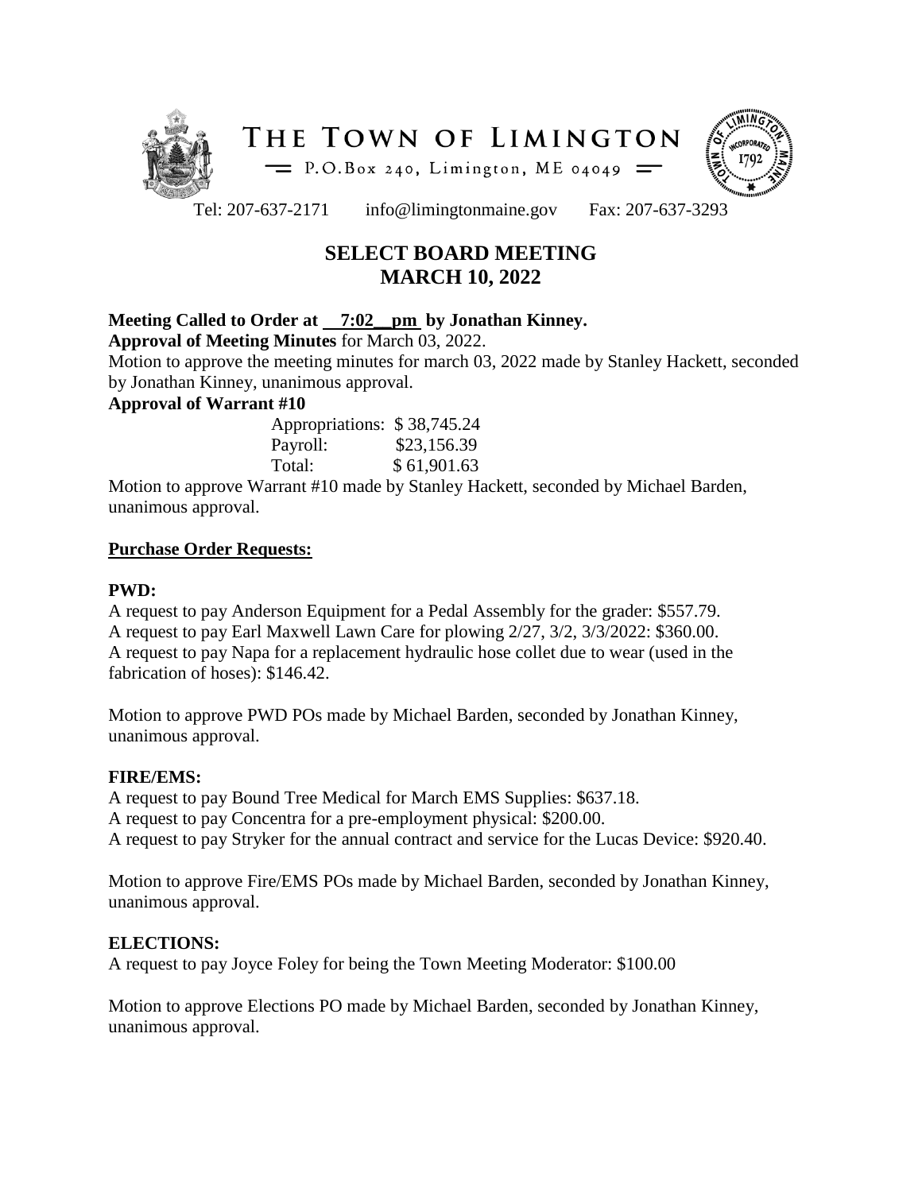# THE TOWN OF LIMINGTON

P.O.Box 240, Limington, ME 04049

Tel: 207-637-2171 info@limingtonmaine.gov Fax: 207-637-3293

## SELECT BOARD MEETING
## MARCH 10, 2022

**Meeting Called to Order at 7:02 pm by Jonathan Kinney.**

**Approval of Meeting Minutes** for March 03, 2022.

Motion to approve the meeting minutes for march 03, 2022 made by Stanley Hackett, seconded by Jonathan Kinney, unanimous approval.

**Approval of Warrant #10**

| | |
|---|---|
| Appropriations: | $ 38,745.24 |
| Payroll: | $23,156.39 |
| Total: | $ 61,901.63 |

Motion to approve Warrant #10 made by Stanley Hackett, seconded by Michael Barden, unanimous approval.

**Purchase Order Requests:**

**PWD:**

A request to pay Anderson Equipment for a Pedal Assembly for the grader: $557.79.
A request to pay Earl Maxwell Lawn Care for plowing 2/27, 3/2, 3/3/2022: $360.00.
A request to pay Napa for a replacement hydraulic hose collet due to wear (used in the fabrication of hoses): $146.42.

Motion to approve PWD POs made by Michael Barden, seconded by Jonathan Kinney, unanimous approval.

**FIRE/EMS:**

A request to pay Bound Tree Medical for March EMS Supplies: $637.18.
A request to pay Concentra for a pre-employment physical: $200.00.
A request to pay Stryker for the annual contract and service for the Lucas Device: $920.40.

Motion to approve Fire/EMS POs made by Michael Barden, seconded by Jonathan Kinney, unanimous approval.

**ELECTIONS:**

A request to pay Joyce Foley for being the Town Meeting Moderator: $100.00

Motion to approve Elections PO made by Michael Barden, seconded by Jonathan Kinney, unanimous approval.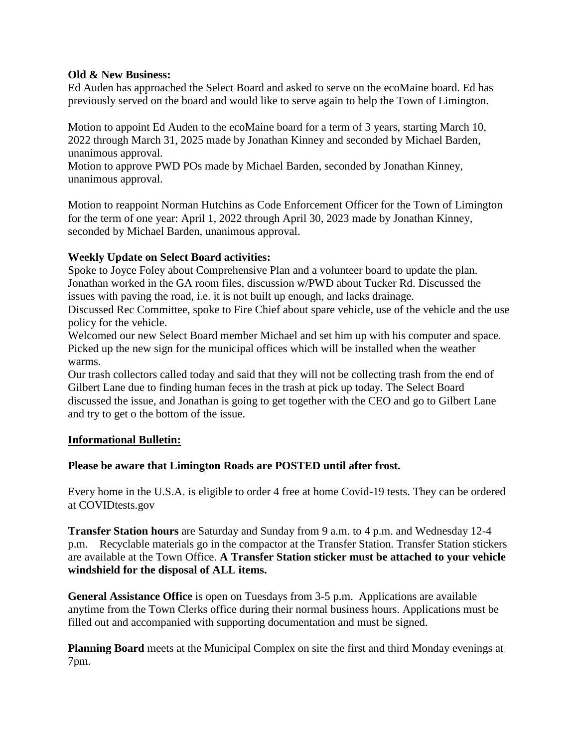**Old & New Business:**

Ed Auden has approached the Select Board and asked to serve on the ecoMaine board. Ed has previously served on the board and would like to serve again to help the Town of Limington.

Motion to appoint Ed Auden to the ecoMaine board for a term of 3 years, starting March 10, 2022 through March 31, 2025 made by Jonathan Kinney and seconded by Michael Barden, unanimous approval.
Motion to approve PWD POs made by Michael Barden, seconded by Jonathan Kinney, unanimous approval.

Motion to reappoint Norman Hutchins as Code Enforcement Officer for the Town of Limington for the term of one year: April 1, 2022 through April 30, 2023 made by Jonathan Kinney, seconded by Michael Barden, unanimous approval.

**Weekly Update on Select Board activities:**

Spoke to Joyce Foley about Comprehensive Plan and a volunteer board to update the plan. Jonathan worked in the GA room files, discussion w/PWD about Tucker Rd. Discussed the issues with paving the road, i.e. it is not built up enough, and lacks drainage.
Discussed Rec Committee, spoke to Fire Chief about spare vehicle, use of the vehicle and the use policy for the vehicle.
Welcomed our new Select Board member Michael and set him up with his computer and space.
Picked up the new sign for the municipal offices which will be installed when the weather warms.
Our trash collectors called today and said that they will not be collecting trash from the end of Gilbert Lane due to finding human feces in the trash at pick up today. The Select Board discussed the issue, and Jonathan is going to get together with the CEO and go to Gilbert Lane and try to get o the bottom of the issue.

**Informational Bulletin:**

**Please be aware that Limington Roads are POSTED until after frost.**

Every home in the U.S.A. is eligible to order 4 free at home Covid-19 tests. They can be ordered at COVIDtests.gov

**Transfer Station hours** are Saturday and Sunday from 9 a.m. to 4 p.m. and Wednesday 12-4 p.m. Recyclable materials go in the compactor at the Transfer Station. Transfer Station stickers are available at the Town Office. **A Transfer Station sticker must be attached to your vehicle windshield for the disposal of ALL items.**

**General Assistance Office** is open on Tuesdays from 3-5 p.m. Applications are available anytime from the Town Clerks office during their normal business hours. Applications must be filled out and accompanied with supporting documentation and must be signed.

**Planning Board** meets at the Municipal Complex on site the first and third Monday evenings at 7pm.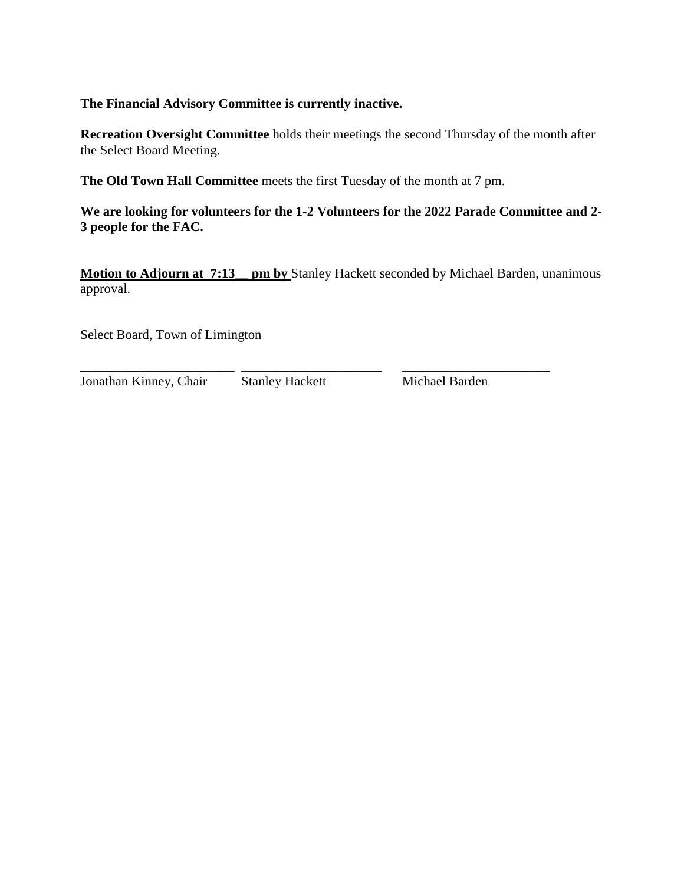**The Financial Advisory Committee is currently inactive.**

**Recreation Oversight Committee** holds their meetings the second Thursday of the month after the Select Board Meeting.

**The Old Town Hall Committee** meets the first Tuesday of the month at 7 pm.

**We are looking for volunteers for the 1-2 Volunteers for the 2022 Parade Committee and 2-3 people for the FAC.**

**Motion to Adjourn at 7:13__ pm by** Stanley Hackett seconded by Michael Barden, unanimous approval.

Select Board, Town of Limington

| | | |
|---|---|---|
| _______________________ | _____________________ | ______________________ |
| Jonathan Kinney, Chair | Stanley Hackett | Michael Barden |